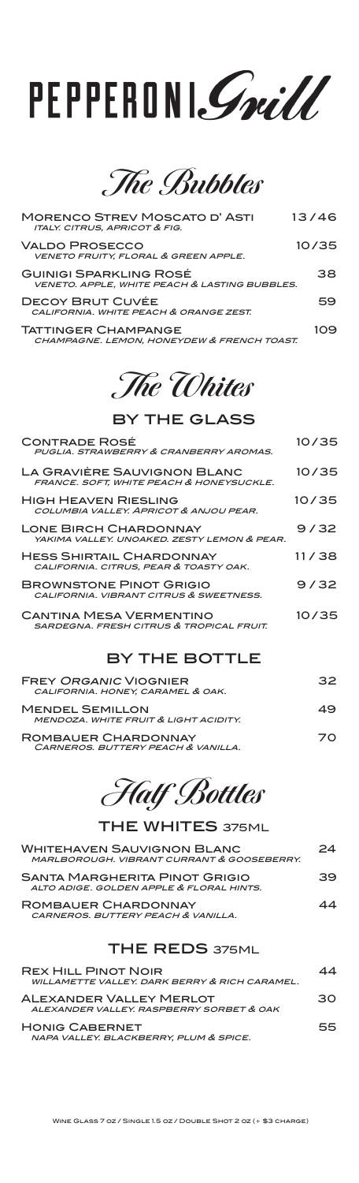# PEPPERONI Grill

## The Bubbles

| | |
|---|---|
| **Morenco Strev Moscato d' Asti**<br>*Italy. Citrus, apricot & fig.* | 13/46 |
| **Valdo Prosecco**<br>*Veneto fruity, floral & green apple.* | 10/35 |
| **Guinigi Sparkling Rosé**<br>*Veneto. Apple, white peach & lasting bubbles.* | 38 |
| **Decoy Brut Cuvée**<br>*California. White peach & orange zest.* | 59 |
| **Tattinger Champagne**<br>*Champagne. Lemon, honeydew & french toast.* | 109 |

## The Whites

### BY THE GLASS

| | |
|---|---|
| **Contrade Rosé**<br>*Puglia. Strawberry & cranberry aromas.* | 10/35 |
| **La Gravière Sauvignon Blanc**<br>*France. Soft, white peach & honeysuckle.* | 10/35 |
| **High Heaven Riesling**<br>*Columbia Valley. Apricot & anjou pear.* | 10/35 |
| **Lone Birch Chardonnay**<br>*Yakima Valley. Unoaked. Zesty lemon & pear.* | 9/32 |
| **Hess Shirtail Chardonnay**<br>*California. Citrus, pear & toasty oak.* | 11/38 |
| **Brownstone Pinot Grigio**<br>*California. Vibrant citrus & sweetness.* | 9/32 |
| **Cantina Mesa Vermentino**<br>*Sardegna. Fresh citrus & tropical fruit.* | 10/35 |

### BY THE BOTTLE

| | |
|---|---|
| **Frey *Organic* Viognier**<br>*California. Honey, caramel & oak.* | 32 |
| **Mendel Semillon**<br>*Mendoza. White fruit & light acidity.* | 49 |
| **Rombauer Chardonnay**<br>*Carneros. Buttery peach & vanilla.* | 70 |

## Half Bottles

### THE WHITES 375ML

| | |
|---|---|
| **Whitehaven Sauvignon Blanc**<br>*Marlborough. Vibrant currant & gooseberry.* | 24 |
| **Santa Margherita Pinot Grigio**<br>*Alto Adige. Golden apple & floral hints.* | 39 |
| **Rombauer Chardonnay**<br>*Carneros. Buttery peach & vanilla.* | 44 |

### THE REDS 375ML

| | |
|---|---|
| **Rex Hill Pinot Noir**<br>*Willamette Valley. Dark berry & rich caramel.* | 44 |
| **Alexander Valley Merlot**<br>*Alexander Valley. Raspberry sorbet & oak* | 30 |
| **Honig Cabernet**<br>*Napa Valley. Blackberry, plum & spice.* | 55 |

Wine Glass 7 oz / Single 1.5 oz / Double Shot 2 oz (+ $3 charge)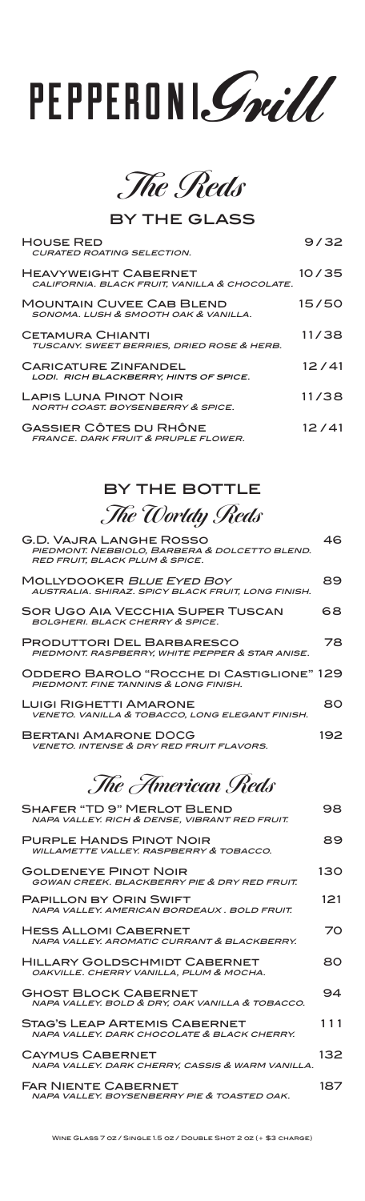# PEPPERONI Grill

## The Reds

### BY THE GLASS

| | |
|---|---|
| **House Red**<br>*Curated roating selection.* | 9/32 |
| **Heavyweight Cabernet**<br>*California. Black fruit, vanilla & chocolate.* | 10/35 |
| **Mountain Cuvee Cab Blend**<br>*Sonoma. Lush & smooth oak & vanilla.* | 15/50 |
| **Cetamura Chianti**<br>*Tuscany. Sweet berries, dried rose & herb.* | 11/38 |
| **Caricature Zinfandel**<br>*Lodi. Rich blackberry, hints of spice.* | 12/41 |
| **Lapis Luna Pinot Noir**<br>*North coast. Boysenberry & spice.* | 11/38 |
| **Gassier Côtes du Rhône**<br>*France. Dark fruit & pruple flower.* | 12/41 |

### BY THE BOTTLE

## The Worldy Reds

| | |
|---|---|
| **G.D. Vajra Langhe Rosso**<br>*Piedmont. Nebbiolo, Barbera & Dolcetto blend. Red fruit, black plum & spice.* | 46 |
| **Mollydooker *Blue Eyed Boy***<br>*Australia. Shiraz. Spicy black fruit, long finish.* | 89 |
| **Sor Ugo Aia Vecchia Super Tuscan**<br>*Bolgheri. Black cherry & spice.* | 68 |
| **Produttori del Barbaresco**<br>*Piedmont. Raspberry, white pepper & star anise.* | 78 |
| **Oddero Barolo "Rocche di Castiglione"**<br>*Piedmont. Fine tannins & long finish.* | 129 |
| **Luigi Righetti Amarone**<br>*Veneto. Vanilla & tobacco, long elegant finish.* | 80 |
| **Bertani Amarone DOCG**<br>*Veneto. Intense & dry red fruit flavors.* | 192 |

## The American Reds

| | |
|---|---|
| **Shafer "TD 9" Merlot Blend**<br>*Napa Valley. Rich & dense, vibrant red fruit.* | 98 |
| **Purple Hands Pinot Noir**<br>*Willamette Valley. Raspberry & tobacco.* | 89 |
| **Goldeneye Pinot Noir**<br>*Gowan Creek. Blackberry pie & dry red fruit.* | 130 |
| **Papillon by Orin Swift**<br>*Napa Valley. American Bordeaux . Bold fruit.* | 121 |
| **Hess Allomi Cabernet**<br>*Napa Valley. Aromatic currant & blackberry.* | 70 |
| **Hillary Goldschmidt Cabernet**<br>*Oakville. Cherry vanilla, plum & mocha.* | 80 |
| **Ghost Block Cabernet**<br>*Napa Valley. Bold & dry, oak vanilla & tobacco.* | 94 |
| **Stag's Leap Artemis Cabernet**<br>*Napa Valley. Dark chocolate & black cherry.* | 111 |
| **Caymus Cabernet**<br>*Napa Valley. Dark cherry, cassis & warm vanilla.* | 132 |
| **Far Niente Cabernet**<br>*Napa Valley. Boysenberry pie & toasted oak.* | 187 |

Wine Glass 7 oz / Single 1.5 oz / Double Shot 2 oz (+ $3 charge)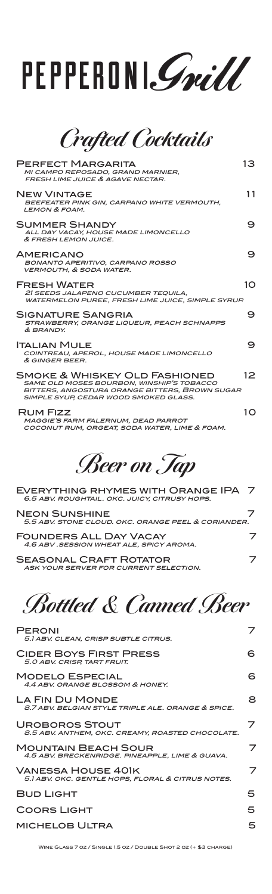# PEPPERONI *Grill*

## *Crafted Cocktails*

**Perfect Margarita** — 13
*Mi Campo Reposado, Grand Marnier, fresh lime juice & agave nectar.*

**New Vintage** — 11
*Beefeater Pink Gin, Carpano White Vermouth, lemon & foam.*

**Summer Shandy** — 9
*All Day Vacay, house made limoncello & fresh lemon juice.*

**Americano** — 9
*Bonanto Aperitivo, Carpano Rosso Vermouth, & soda water.*

**Fresh Water** — 10
*21 Seeds Jalapeno Cucumber Tequila, watermelon puree, fresh lime juice, simple syrup*

**Signature Sangria** — 9
*Strawberry, orange liqueur, peach schnapps & brandy.*

**Italian Mule** — 9
*Cointreau, Aperol, house made limoncello & ginger beer.*

**Smoke & Whiskey Old Fashioned** — 12
*Same Old Moses Bourbon, Winship's Tobacco Bitters, Angostura Orange Bitters, brown sugar simple syup, cedar wood smoked glass.*

**Rum Fizz** — 10
*Maggie's Farm Falernum, Dead Parrot Coconut Rum, orgeat, soda water, lime & foam.*

## *Beer on Tap*

**Everything Rhymes with Orange IPA** — 7
*6.5 ABV. Roughtail. OKC. Juicy, citrusy hops.*

**Neon Sunshine** — 7
*5.5 ABV. Stone Cloud. OKC. Orange peel & coriander.*

**Founders All Day Vacay** — 7
*4.6 ABV .Session wheat ale, spicy aroma.*

**Seasonal Craft Rotator** — 7
*Ask your server for current selection.*

## *Bottled & Canned Beer*

**Peroni** — 7
*5.1 ABV. Clean, crisp subtle citrus.*

**Cider Boys First Press** — 6
*5.0 ABV. Crisp, tart fruit.*

**Modelo Especial** — 6
*4.4 ABV. Orange blossom & honey.*

**La Fin Du Monde** — 8
*8.7 ABV. Belgian style triple ale. Orange & spice.*

**Uroboros Stout** — 7
*8.5 ABV. Anthem, OKC. Creamy, roasted chocolate.*

**Mountain Beach Sour** — 7
*4.5 ABV. Breckenridge. Pineapple, lime & guava.*

**Vanessa House 401k** — 7
*5.1 ABV. OKC. Gentle hops, floral & citrus notes.*

**Bud Light** — 5

**Coors Light** — 5

**Michelob Ultra** — 5

Wine Glass 7 oz / Single 1.5 oz / Double Shot 2 oz (+ $3 charge)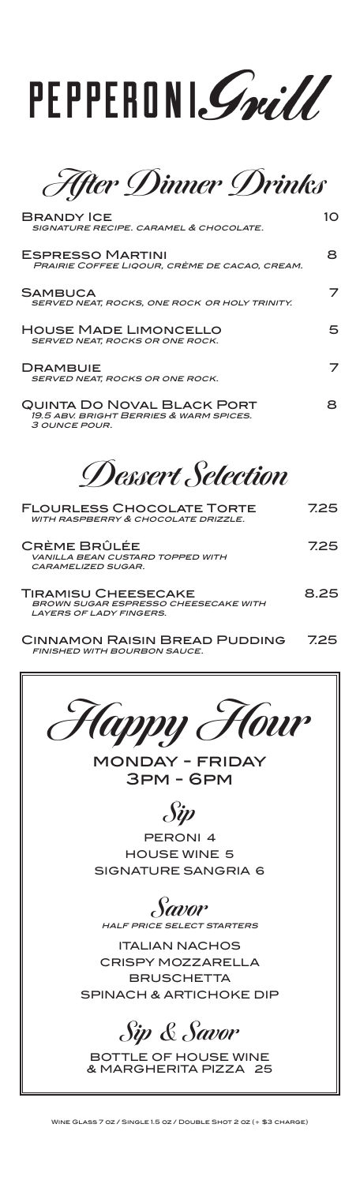# PEPPERONI *Grill*

## *After Dinner Drinks*

**BRANDY ICE** — 10
*Signature recipe. Caramel & chocolate.*

**ESPRESSO MARTINI** — 8
*Prairie Coffee Liqour, crème de cacao, cream.*

**SAMBUCA** — 7
*Served neat, rocks, one rock or holy trinity.*

**HOUSE MADE LIMONCELLO** — 5
*Served neat, rocks or one rock.*

**DRAMBUIE** — 7
*Served neat, rocks or one rock.*

**QUINTA DO NOVAL BLACK PORT** — 8
*19.5 ABV. Bright berries & warm spices. 3 ounce pour.*

## *Dessert Selection*

**FLOURLESS CHOCOLATE TORTE** — 7.25
*With raspberry & chocolate drizzle.*

**CRÈME BRÛLÉE** — 7.25
*Vanilla bean custard topped with caramelized sugar.*

**TIRAMISU CHEESECAKE** — 8.25
*Brown sugar espresso cheesecake with layers of lady fingers.*

**CINNAMON RAISIN BREAD PUDDING** — 7.25
*Finished with bourbon sauce.*

## *Happy Hour*

**MONDAY - FRIDAY**
**3PM - 6PM**

### *Sip*

PERONI 4
HOUSE WINE 5
SIGNATURE SANGRIA 6

### *Savor*

*Half price select starters*

ITALIAN NACHOS
CRISPY MOZZARELLA
BRUSCHETTA
SPINACH & ARTICHOKE DIP

### *Sip & Savor*

BOTTLE OF HOUSE WINE & MARGHERITA PIZZA 25

Wine Glass 7 oz / Single 1.5 oz / Double Shot 2 oz (+ $3 charge)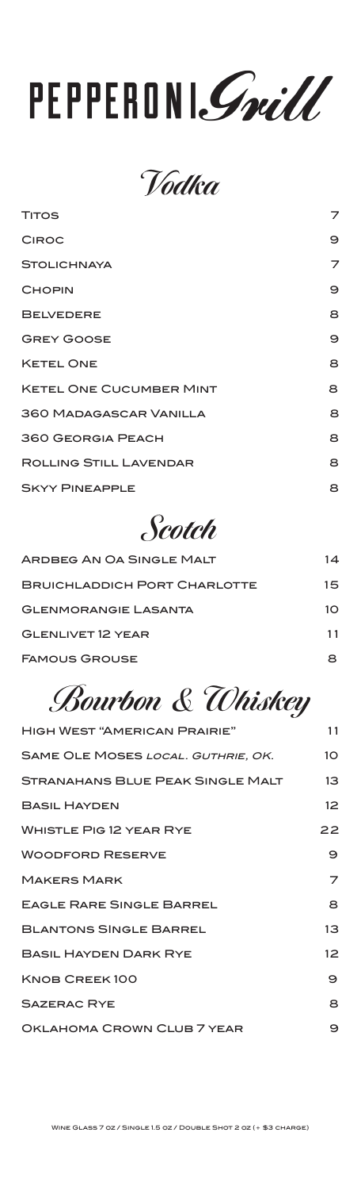# PEPPERONI *Grill*

## *Vodka*

| | |
|---|---|
| Titos | 7 |
| Ciroc | 9 |
| Stolichnaya | 7 |
| Chopin | 9 |
| Belvedere | 8 |
| Grey Goose | 9 |
| Ketel One | 8 |
| Ketel One Cucumber Mint | 8 |
| 360 Madagascar Vanilla | 8 |
| 360 Georgia Peach | 8 |
| Rolling Still Lavendar | 8 |
| Skyy Pineapple | 8 |

## *Scotch*

| | |
|---|---|
| Ardbeg An Oa Single Malt | 14 |
| Bruichladdich Port Charlotte | 15 |
| Glenmorangie Lasanta | 10 |
| Glenlivet 12 Year | 11 |
| Famous Grouse | 8 |

## *Bourbon & Whiskey*

| | |
|---|---|
| High West "American Prairie" | 11 |
| Same Ole Moses *local. Guthrie, OK.* | 10 |
| Stranahans Blue Peak Single Malt | 13 |
| Basil Hayden | 12 |
| Whistle Pig 12 Year Rye | 22 |
| Woodford Reserve | 9 |
| Makers Mark | 7 |
| Eagle Rare Single Barrel | 8 |
| Blantons Single Barrel | 13 |
| Basil Hayden Dark Rye | 12 |
| Knob Creek 100 | 9 |
| Sazerac Rye | 8 |
| Oklahoma Crown Club 7 Year | 9 |

Wine Glass 7 oz / Single 1.5 oz / Double Shot 2 oz (+ $3 charge)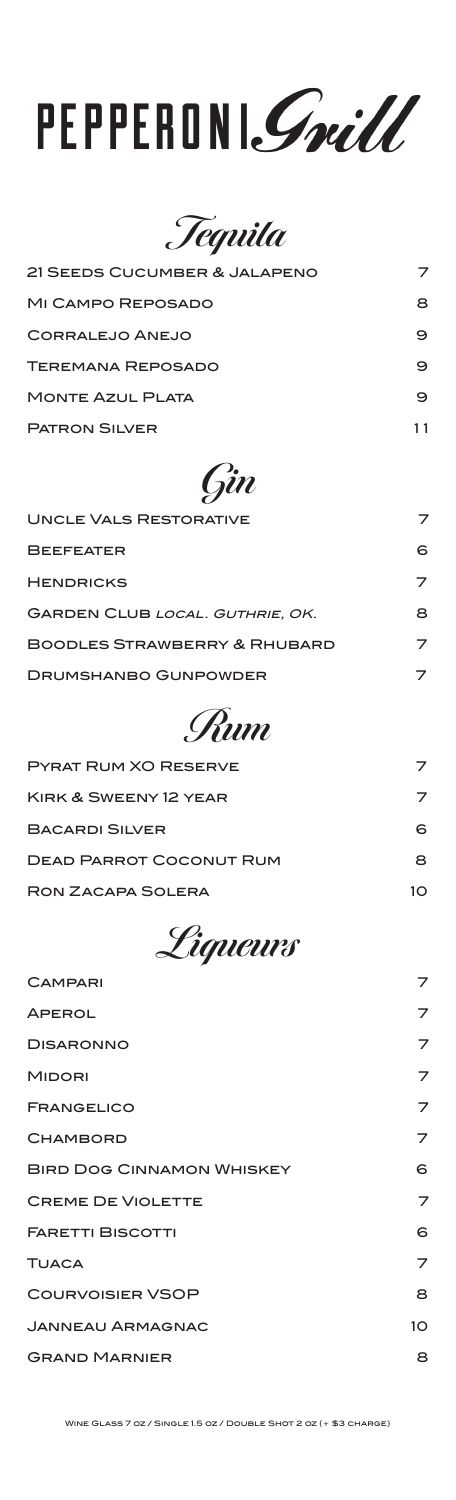# PEPPERONI *Grill*

## *Tequila*

| | |
|---|---|
| 21 Seeds Cucumber & Jalapeno | 7 |
| Mi Campo Reposado | 8 |
| Corralejo Anejo | 9 |
| Teremana Reposado | 9 |
| Monte Azul Plata | 9 |
| Patron Silver | 11 |

## *Gin*

| | |
|---|---|
| Uncle Vals Restorative | 7 |
| Beefeater | 6 |
| Hendricks | 7 |
| Garden Club *local. Guthrie, OK.* | 8 |
| Boodles Strawberry & Rhubard | 7 |
| Drumshanbo Gunpowder | 7 |

## *Rum*

| | |
|---|---|
| Pyrat Rum XO Reserve | 7 |
| Kirk & Sweeny 12 Year | 7 |
| Bacardi Silver | 6 |
| Dead Parrot Coconut Rum | 8 |
| Ron Zacapa Solera | 10 |

## *Liqueurs*

| | |
|---|---|
| Campari | 7 |
| Aperol | 7 |
| Disaronno | 7 |
| Midori | 7 |
| Frangelico | 7 |
| Chambord | 7 |
| Bird Dog Cinnamon Whiskey | 6 |
| Creme De Violette | 7 |
| Faretti Biscotti | 6 |
| Tuaca | 7 |
| Courvoisier VSOP | 8 |
| Janneau Armagnac | 10 |
| Grand Marnier | 8 |

Wine Glass 7 oz / Single 1.5 oz / Double Shot 2 oz (+ $3 charge)